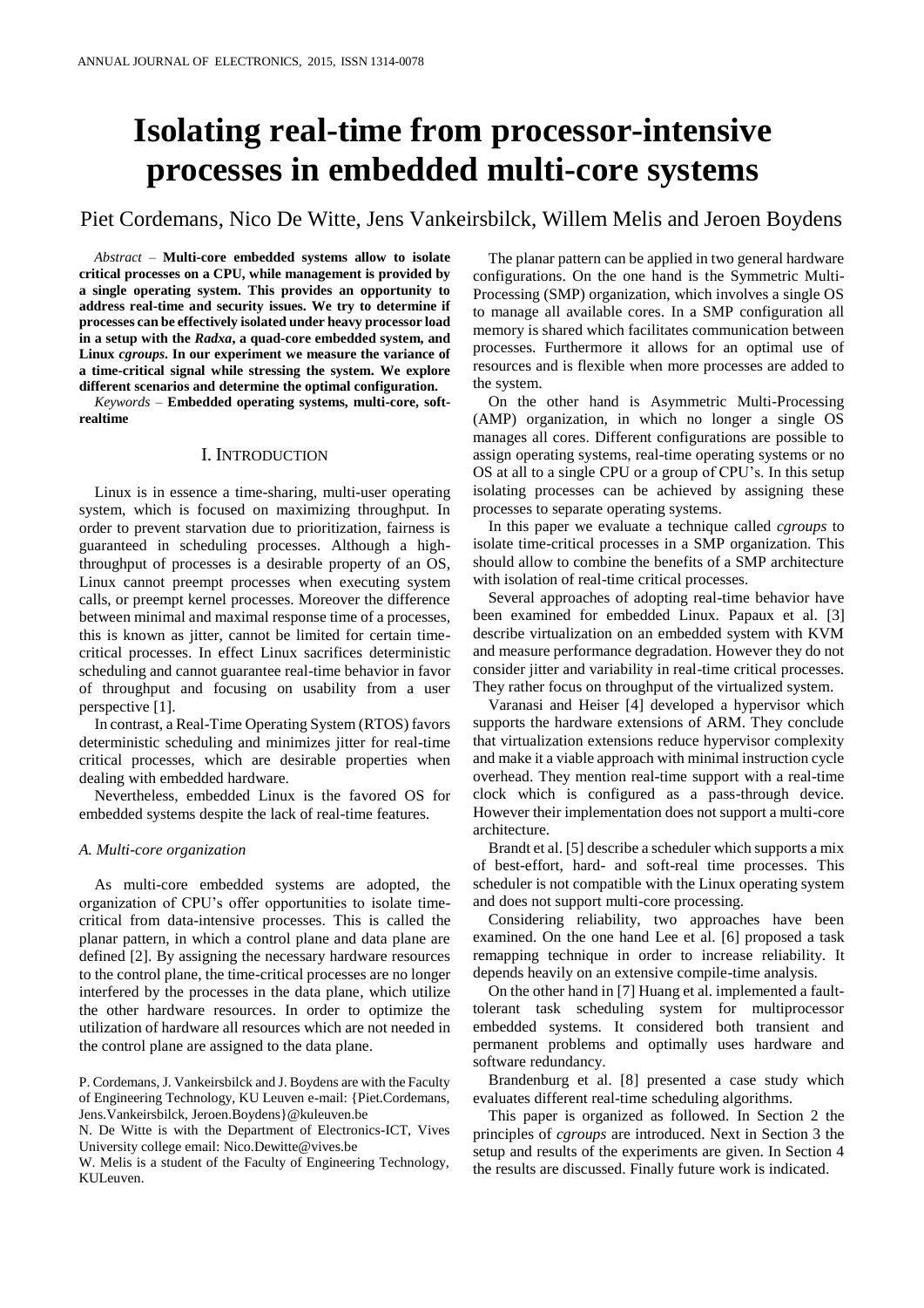# Isolating real-time from processor-intensive processes in embedded multi-core systems

Piet Cordemans, Nico De Witte, Jens Vankeirsbilck, Willem Melis and Jeroen Boydens

*Abstract* – **Multi-core embedded systems allow to isolate critical processes on a CPU, while management is provided by a single operating system. This provides an opportunity to address real-time and security issues. We try to determine if processes can be effectively isolated under heavy processor load in a setup with the *Radxa*, a quad-core embedded system, and Linux *cgroups*. In our experiment we measure the variance of a time-critical signal while stressing the system. We explore different scenarios and determine the optimal configuration.**

*Keywords* – **Embedded operating systems, multi-core, soft-realtime**

## I. Introduction

Linux is in essence a time-sharing, multi-user operating system, which is focused on maximizing throughput. In order to prevent starvation due to prioritization, fairness is guaranteed in scheduling processes. Although a high-throughput of processes is a desirable property of an OS, Linux cannot preempt processes when executing system calls, or preempt kernel processes. Moreover the difference between minimal and maximal response time of a processes, this is known as jitter, cannot be limited for certain time-critical processes. In effect Linux sacrifices deterministic scheduling and cannot guarantee real-time behavior in favor of throughput and focusing on usability from a user perspective [1].

In contrast, a Real-Time Operating System (RTOS) favors deterministic scheduling and minimizes jitter for real-time critical processes, which are desirable properties when dealing with embedded hardware.

Nevertheless, embedded Linux is the favored OS for embedded systems despite the lack of real-time features.

### *A. Multi-core organization*

As multi-core embedded systems are adopted, the organization of CPU's offer opportunities to isolate time-critical from data-intensive processes. This is called the planar pattern, in which a control plane and data plane are defined [2]. By assigning the necessary hardware resources to the control plane, the time-critical processes are no longer interfered by the processes in the data plane, which utilize the other hardware resources. In order to optimize the utilization of hardware all resources which are not needed in the control plane are assigned to the data plane.

P. Cordemans, J. Vankeirsbilck and J. Boydens are with the Faculty of Engineering Technology, KU Leuven e-mail: {Piet.Cordemans, Jens.Vankeirsbilck, Jeroen.Boydens}@kuleuven.be

N. De Witte is with the Department of Electronics-ICT, Vives University college email: Nico.Dewitte@vives.be

W. Melis is a student of the Faculty of Engineering Technology, KULeuven.

The planar pattern can be applied in two general hardware configurations. On the one hand is the Symmetric Multi-Processing (SMP) organization, which involves a single OS to manage all available cores. In a SMP configuration all memory is shared which facilitates communication between processes. Furthermore it allows for an optimal use of resources and is flexible when more processes are added to the system.

On the other hand is Asymmetric Multi-Processing (AMP) organization, in which no longer a single OS manages all cores. Different configurations are possible to assign operating systems, real-time operating systems or no OS at all to a single CPU or a group of CPU's. In this setup isolating processes can be achieved by assigning these processes to separate operating systems.

In this paper we evaluate a technique called *cgroups* to isolate time-critical processes in a SMP organization. This should allow to combine the benefits of a SMP architecture with isolation of real-time critical processes.

Several approaches of adopting real-time behavior have been examined for embedded Linux. Papaux et al. [3] describe virtualization on an embedded system with KVM and measure performance degradation. However they do not consider jitter and variability in real-time critical processes. They rather focus on throughput of the virtualized system.

Varanasi and Heiser [4] developed a hypervisor which supports the hardware extensions of ARM. They conclude that virtualization extensions reduce hypervisor complexity and make it a viable approach with minimal instruction cycle overhead. They mention real-time support with a real-time clock which is configured as a pass-through device. However their implementation does not support a multi-core architecture.

Brandt et al. [5] describe a scheduler which supports a mix of best-effort, hard- and soft-real time processes. This scheduler is not compatible with the Linux operating system and does not support multi-core processing.

Considering reliability, two approaches have been examined. On the one hand Lee et al. [6] proposed a task remapping technique in order to increase reliability. It depends heavily on an extensive compile-time analysis.

On the other hand in [7] Huang et al. implemented a fault-tolerant task scheduling system for multiprocessor embedded systems. It considered both transient and permanent problems and optimally uses hardware and software redundancy.

Brandenburg et al. [8] presented a case study which evaluates different real-time scheduling algorithms.

This paper is organized as followed. In Section 2 the principles of *cgroups* are introduced. Next in Section 3 the setup and results of the experiments are given. In Section 4 the results are discussed. Finally future work is indicated.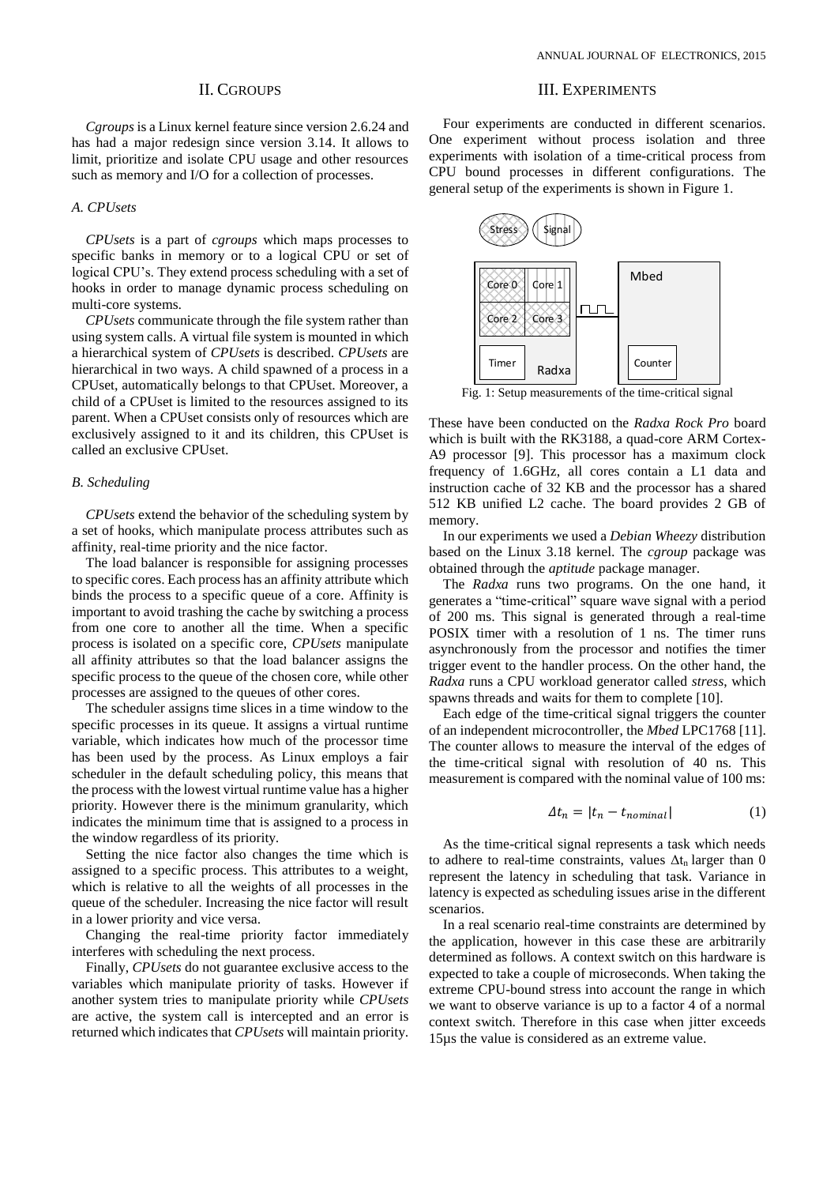## II. CGROUPS

*Cgroups* is a Linux kernel feature since version 2.6.24 and has had a major redesign since version 3.14. It allows to limit, prioritize and isolate CPU usage and other resources such as memory and I/O for a collection of processes.

### A. CPUsets

*CPUsets* is a part of *cgroups* which maps processes to specific banks in memory or to a logical CPU or set of logical CPU's. They extend process scheduling with a set of hooks in order to manage dynamic process scheduling on multi-core systems.

*CPUsets* communicate through the file system rather than using system calls. A virtual file system is mounted in which a hierarchical system of *CPUsets* is described. *CPUsets* are hierarchical in two ways. A child spawned of a process in a CPUset, automatically belongs to that CPUset. Moreover, a child of a CPUset is limited to the resources assigned to its parent. When a CPUset consists only of resources which are exclusively assigned to it and its children, this CPUset is called an exclusive CPUset.

### B. Scheduling

*CPUsets* extend the behavior of the scheduling system by a set of hooks, which manipulate process attributes such as affinity, real-time priority and the nice factor.

The load balancer is responsible for assigning processes to specific cores. Each process has an affinity attribute which binds the process to a specific queue of a core. Affinity is important to avoid trashing the cache by switching a process from one core to another all the time. When a specific process is isolated on a specific core, *CPUsets* manipulate all affinity attributes so that the load balancer assigns the specific process to the queue of the chosen core, while other processes are assigned to the queues of other cores.

The scheduler assigns time slices in a time window to the specific processes in its queue. It assigns a virtual runtime variable, which indicates how much of the processor time has been used by the process. As Linux employs a fair scheduler in the default scheduling policy, this means that the process with the lowest virtual runtime value has a higher priority. However there is the minimum granularity, which indicates the minimum time that is assigned to a process in the window regardless of its priority.

Setting the nice factor also changes the time which is assigned to a specific process. This attributes to a weight, which is relative to all the weights of all processes in the queue of the scheduler. Increasing the nice factor will result in a lower priority and vice versa.

Changing the real-time priority factor immediately interferes with scheduling the next process.

Finally, *CPUsets* do not guarantee exclusive access to the variables which manipulate priority of tasks. However if another system tries to manipulate priority while *CPUsets* are active, the system call is intercepted and an error is returned which indicates that *CPUsets* will maintain priority.

## III. EXPERIMENTS

Four experiments are conducted in different scenarios. One experiment without process isolation and three experiments with isolation of a time-critical process from CPU bound processes in different configurations. The general setup of the experiments is shown in Figure 1.

Fig. 1: Setup measurements of the time-critical signal

These have been conducted on the *Radxa Rock Pro* board which is built with the RK3188, a quad-core ARM Cortex-A9 processor [9]. This processor has a maximum clock frequency of 1.6GHz, all cores contain a L1 data and instruction cache of 32 KB and the processor has a shared 512 KB unified L2 cache. The board provides 2 GB of memory.

In our experiments we used a *Debian Wheezy* distribution based on the Linux 3.18 kernel. The *cgroup* package was obtained through the *aptitude* package manager.

The *Radxa* runs two programs. On the one hand, it generates a "time-critical" square wave signal with a period of 200 ms. This signal is generated through a real-time POSIX timer with a resolution of 1 ns. The timer runs asynchronously from the processor and notifies the timer trigger event to the handler process. On the other hand, the *Radxa* runs a CPU workload generator called *stress*, which spawns threads and waits for them to complete [10].

Each edge of the time-critical signal triggers the counter of an independent microcontroller, the *Mbed* LPC1768 [11]. The counter allows to measure the interval of the edges of the time-critical signal with resolution of 40 ns. This measurement is compared with the nominal value of 100 ms:

$$\Delta t_n = |t_n - t_{nominal}| \tag{1}$$

As the time-critical signal represents a task which needs to adhere to real-time constraints, values $\Delta t_n$ larger than 0 represent the latency in scheduling that task. Variance in latency is expected as scheduling issues arise in the different scenarios.

In a real scenario real-time constraints are determined by the application, however in this case these are arbitrarily determined as follows. A context switch on this hardware is expected to take a couple of microseconds. When taking the extreme CPU-bound stress into account the range in which we want to observe variance is up to a factor 4 of a normal context switch. Therefore in this case when jitter exceeds 15μs the value is considered as an extreme value.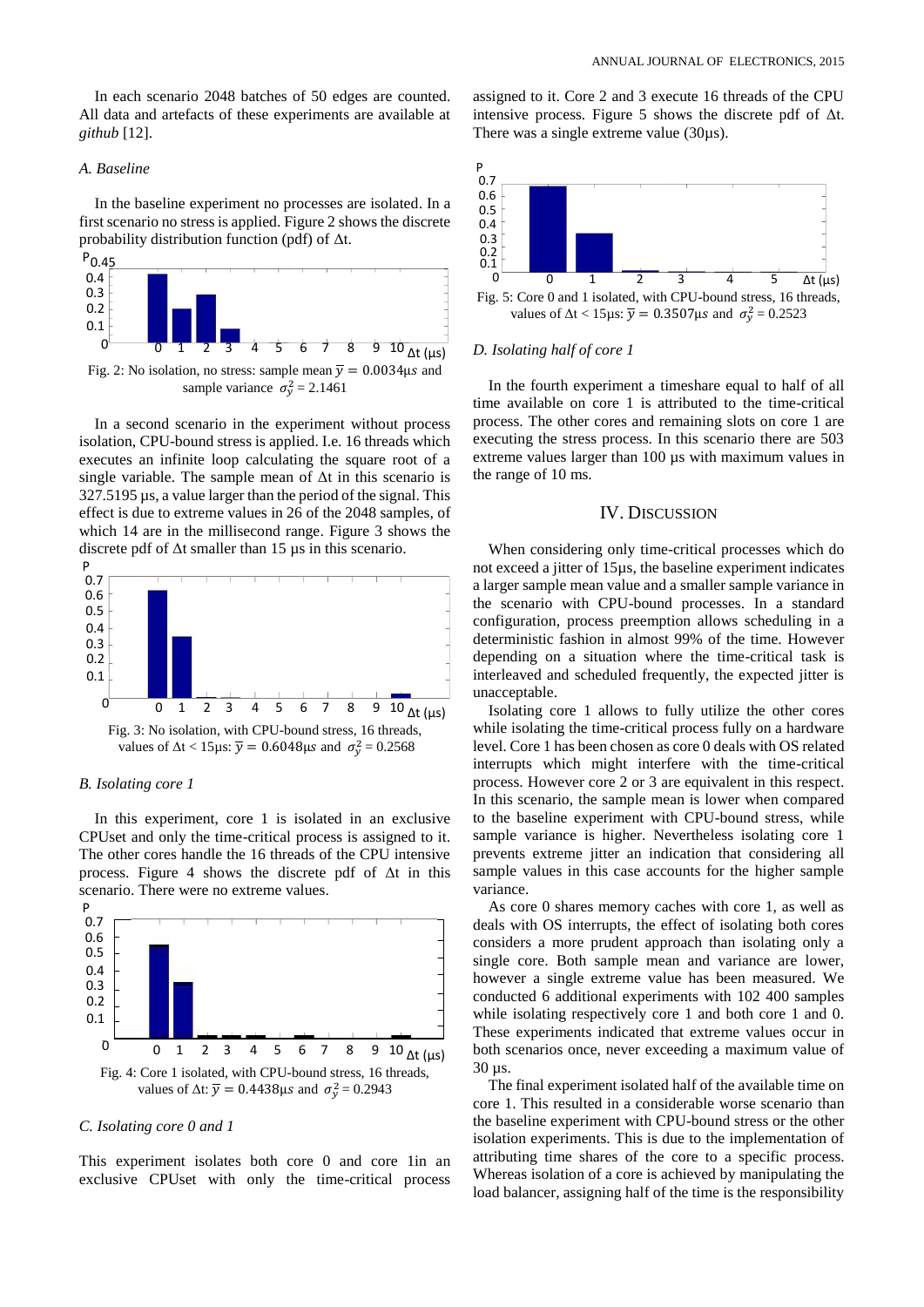In each scenario 2048 batches of 50 edges are counted. All data and artefacts of these experiments are available at *github* [12].

### A. Baseline

In the baseline experiment no processes are isolated. In a first scenario no stress is applied. Figure 2 shows the discrete probability distribution function (pdf) of Δt.

Fig. 2: No isolation, no stress: sample mean $\overline{y} = 0.0034\mu s$ and sample variance $\sigma_y^2 = 2.1461$

In a second scenario in the experiment without process isolation, CPU-bound stress is applied. I.e. 16 threads which executes an infinite loop calculating the square root of a single variable. The sample mean of Δt in this scenario is 327.5195 µs, a value larger than the period of the signal. This effect is due to extreme values in 26 of the 2048 samples, of which 14 are in the millisecond range. Figure 3 shows the discrete pdf of Δt smaller than 15 µs in this scenario.

Fig. 3: No isolation, with CPU-bound stress, 16 threads, values of Δt < 15µs: $\overline{y} = 0.6048\mu s$ and $\sigma_y^2 = 0.2568$

### B. Isolating core 1

In this experiment, core 1 is isolated in an exclusive CPUset and only the time-critical process is assigned to it. The other cores handle the 16 threads of the CPU intensive process. Figure 4 shows the discrete pdf of Δt in this scenario. There were no extreme values.

Fig. 4: Core 1 isolated, with CPU-bound stress, 16 threads, values of Δt: $\overline{y} = 0.4438\mu s$ and $\sigma_y^2 = 0.2943$

### C. Isolating core 0 and 1

This experiment isolates both core 0 and core 1in an exclusive CPUset with only the time-critical process assigned to it. Core 2 and 3 execute 16 threads of the CPU intensive process. Figure 5 shows the discrete pdf of Δt. There was a single extreme value (30µs).

Fig. 5: Core 0 and 1 isolated, with CPU-bound stress, 16 threads, values of Δt < 15µs: $\overline{y} = 0.3507\mu s$ and $\sigma_y^2 = 0.2523$

### D. Isolating half of core 1

In the fourth experiment a timeshare equal to half of all time available on core 1 is attributed to the time-critical process. The other cores and remaining slots on core 1 are executing the stress process. In this scenario there are 503 extreme values larger than 100 µs with maximum values in the range of 10 ms.

## IV. Discussion

When considering only time-critical processes which do not exceed a jitter of 15µs, the baseline experiment indicates a larger sample mean value and a smaller sample variance in the scenario with CPU-bound processes. In a standard configuration, process preemption allows scheduling in a deterministic fashion in almost 99% of the time. However depending on a situation where the time-critical task is interleaved and scheduled frequently, the expected jitter is unacceptable.

Isolating core 1 allows to fully utilize the other cores while isolating the time-critical process fully on a hardware level. Core 1 has been chosen as core 0 deals with OS related interrupts which might interfere with the time-critical process. However core 2 or 3 are equivalent in this respect. In this scenario, the sample mean is lower when compared to the baseline experiment with CPU-bound stress, while sample variance is higher. Nevertheless isolating core 1 prevents extreme jitter an indication that considering all sample values in this case accounts for the higher sample variance.

As core 0 shares memory caches with core 1, as well as deals with OS interrupts, the effect of isolating both cores considers a more prudent approach than isolating only a single core. Both sample mean and variance are lower, however a single extreme value has been measured. We conducted 6 additional experiments with 102 400 samples while isolating respectively core 1 and both core 1 and 0. These experiments indicated that extreme values occur in both scenarios once, never exceeding a maximum value of 30 µs.

The final experiment isolated half of the available time on core 1. This resulted in a considerable worse scenario than the baseline experiment with CPU-bound stress or the other isolation experiments. This is due to the implementation of attributing time shares of the core to a specific process. Whereas isolation of a core is achieved by manipulating the load balancer, assigning half of the time is the responsibility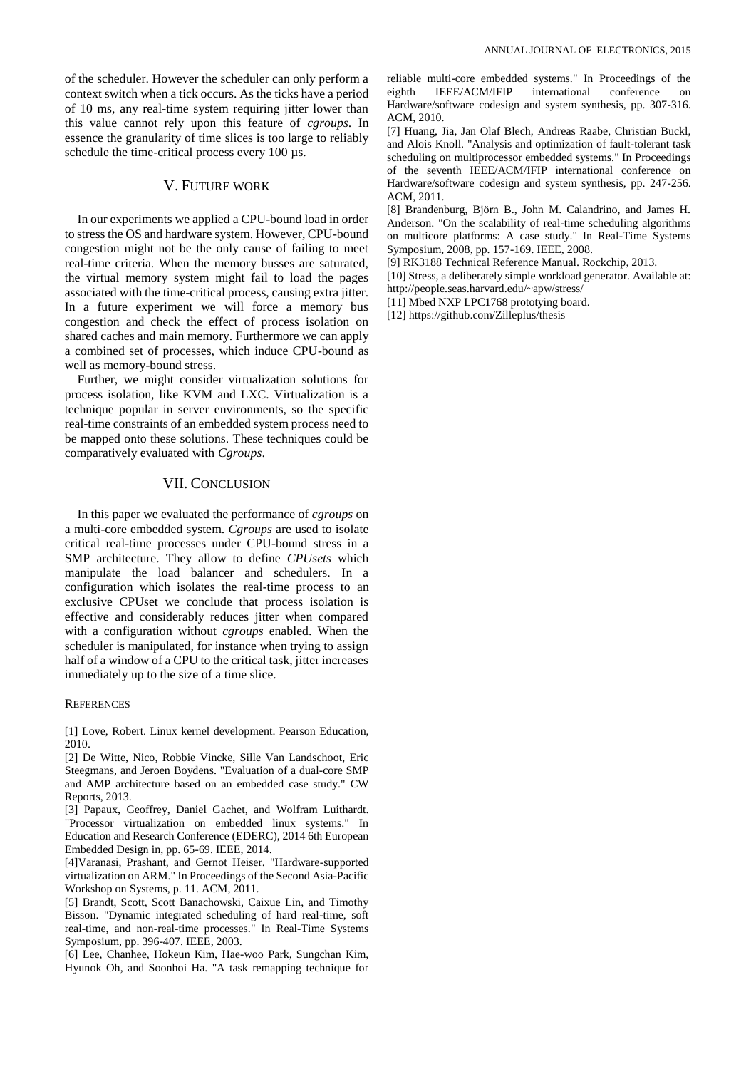of the scheduler. However the scheduler can only perform a context switch when a tick occurs. As the ticks have a period of 10 ms, any real-time system requiring jitter lower than this value cannot rely upon this feature of *cgroups*. In essence the granularity of time slices is too large to reliably schedule the time-critical process every 100 µs.

## V. Future work

In our experiments we applied a CPU-bound load in order to stress the OS and hardware system. However, CPU-bound congestion might not be the only cause of failing to meet real-time criteria. When the memory busses are saturated, the virtual memory system might fail to load the pages associated with the time-critical process, causing extra jitter. In a future experiment we will force a memory bus congestion and check the effect of process isolation on shared caches and main memory. Furthermore we can apply a combined set of processes, which induce CPU-bound as well as memory-bound stress.

Further, we might consider virtualization solutions for process isolation, like KVM and LXC. Virtualization is a technique popular in server environments, so the specific real-time constraints of an embedded system process need to be mapped onto these solutions. These techniques could be comparatively evaluated with *Cgroups*.

## VII. Conclusion

In this paper we evaluated the performance of *cgroups* on a multi-core embedded system. *Cgroups* are used to isolate critical real-time processes under CPU-bound stress in a SMP architecture. They allow to define *CPUsets* which manipulate the load balancer and schedulers. In a configuration which isolates the real-time process to an exclusive CPUset we conclude that process isolation is effective and considerably reduces jitter when compared with a configuration without *cgroups* enabled. When the scheduler is manipulated, for instance when trying to assign half of a window of a CPU to the critical task, jitter increases immediately up to the size of a time slice.

## References

[1] Love, Robert. Linux kernel development. Pearson Education, 2010.

[2] De Witte, Nico, Robbie Vincke, Sille Van Landschoot, Eric Steegmans, and Jeroen Boydens. "Evaluation of a dual-core SMP and AMP architecture based on an embedded case study." CW Reports, 2013.

[3] Papaux, Geoffrey, Daniel Gachet, and Wolfram Luithardt. "Processor virtualization on embedded linux systems." In Education and Research Conference (EDERC), 2014 6th European Embedded Design in, pp. 65-69. IEEE, 2014.

[4]Varanasi, Prashant, and Gernot Heiser. "Hardware-supported virtualization on ARM." In Proceedings of the Second Asia-Pacific Workshop on Systems, p. 11. ACM, 2011.

[5] Brandt, Scott, Scott Banachowski, Caixue Lin, and Timothy Bisson. "Dynamic integrated scheduling of hard real-time, soft real-time, and non-real-time processes." In Real-Time Systems Symposium, pp. 396-407. IEEE, 2003.

[6] Lee, Chanhee, Hokeun Kim, Hae-woo Park, Sungchan Kim, Hyunok Oh, and Soonhoi Ha. "A task remapping technique for reliable multi-core embedded systems." In Proceedings of the eighth IEEE/ACM/IFIP international conference on Hardware/software codesign and system synthesis, pp. 307-316. ACM, 2010.

[7] Huang, Jia, Jan Olaf Blech, Andreas Raabe, Christian Buckl, and Alois Knoll. "Analysis and optimization of fault-tolerant task scheduling on multiprocessor embedded systems." In Proceedings of the seventh IEEE/ACM/IFIP international conference on Hardware/software codesign and system synthesis, pp. 247-256. ACM, 2011.

[8] Brandenburg, Björn B., John M. Calandrino, and James H. Anderson. "On the scalability of real-time scheduling algorithms on multicore platforms: A case study." In Real-Time Systems Symposium, 2008, pp. 157-169. IEEE, 2008.

[9] RK3188 Technical Reference Manual. Rockchip, 2013.

[10] Stress, a deliberately simple workload generator. Available at: http://people.seas.harvard.edu/~apw/stress/

[11] Mbed NXP LPC1768 prototying board.

[12] https://github.com/Zilleplus/thesis